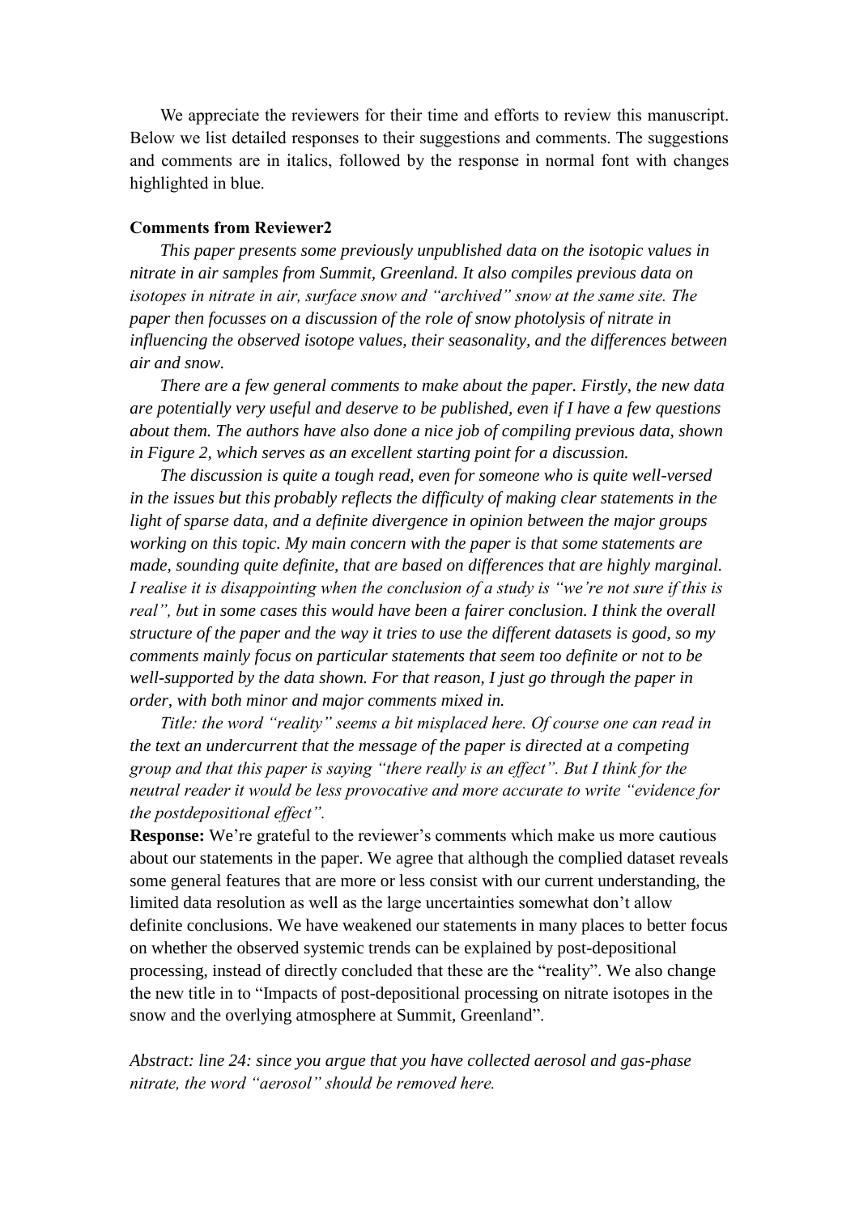We appreciate the reviewers for their time and efforts to review this manuscript. Below we list detailed responses to their suggestions and comments. The suggestions and comments are in italics, followed by the response in normal font with changes highlighted in blue.

**Comments from Reviewer2**

*This paper presents some previously unpublished data on the isotopic values in nitrate in air samples from Summit, Greenland. It also compiles previous data on isotopes in nitrate in air, surface snow and "archived" snow at the same site. The paper then focusses on a discussion of the role of snow photolysis of nitrate in influencing the observed isotope values, their seasonality, and the differences between air and snow.*

*There are a few general comments to make about the paper. Firstly, the new data are potentially very useful and deserve to be published, even if I have a few questions about them. The authors have also done a nice job of compiling previous data, shown in Figure 2, which serves as an excellent starting point for a discussion.*

*The discussion is quite a tough read, even for someone who is quite well-versed in the issues but this probably reflects the difficulty of making clear statements in the light of sparse data, and a definite divergence in opinion between the major groups working on this topic. My main concern with the paper is that some statements are made, sounding quite definite, that are based on differences that are highly marginal. I realise it is disappointing when the conclusion of a study is "we're not sure if this is real", but in some cases this would have been a fairer conclusion. I think the overall structure of the paper and the way it tries to use the different datasets is good, so my comments mainly focus on particular statements that seem too definite or not to be well-supported by the data shown. For that reason, I just go through the paper in order, with both minor and major comments mixed in.*

*Title: the word "reality" seems a bit misplaced here. Of course one can read in the text an undercurrent that the message of the paper is directed at a competing group and that this paper is saying "there really is an effect". But I think for the neutral reader it would be less provocative and more accurate to write "evidence for the postdepositional effect".*

**Response:** We're grateful to the reviewer's comments which make us more cautious about our statements in the paper. We agree that although the complied dataset reveals some general features that are more or less consist with our current understanding, the limited data resolution as well as the large uncertainties somewhat don't allow definite conclusions. We have weakened our statements in many places to better focus on whether the observed systemic trends can be explained by post-depositional processing, instead of directly concluded that these are the "reality". We also change the new title in to "Impacts of post-depositional processing on nitrate isotopes in the snow and the overlying atmosphere at Summit, Greenland".

*Abstract: line 24: since you argue that you have collected aerosol and gas-phase nitrate, the word "aerosol" should be removed here.*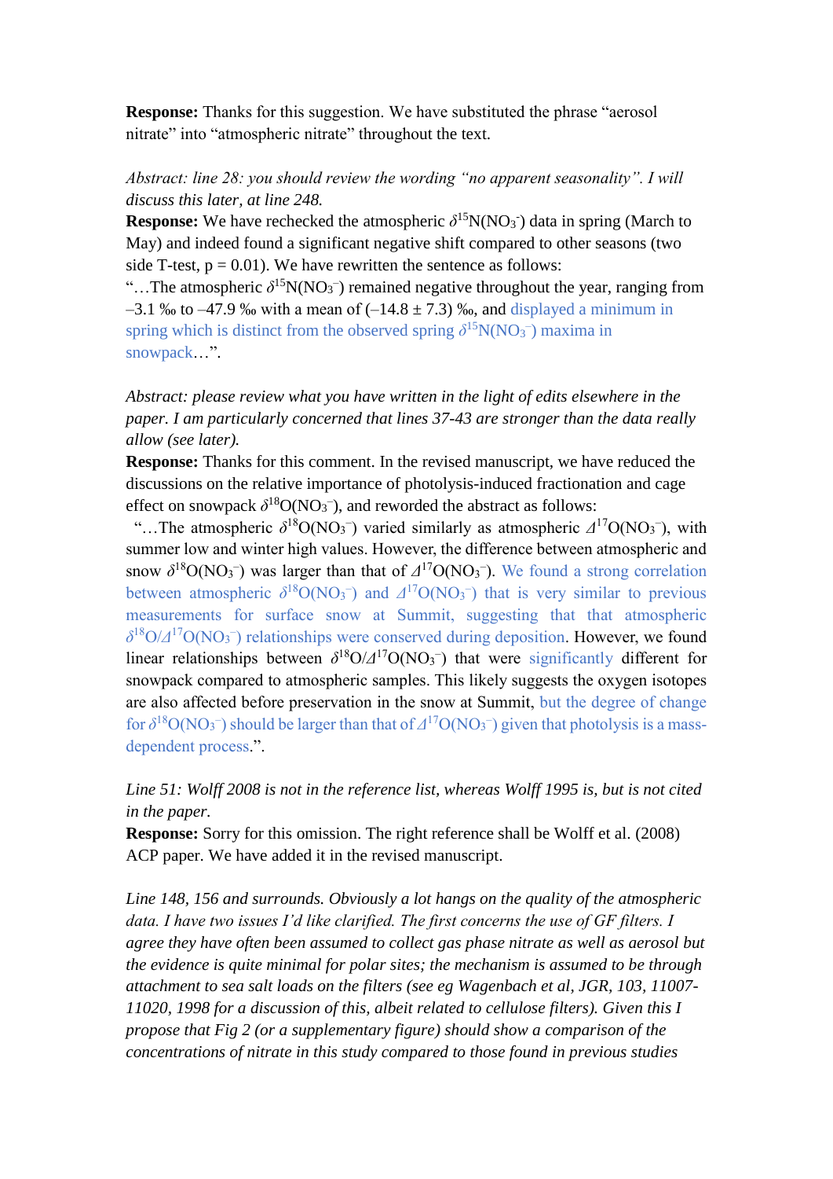**Response:** Thanks for this suggestion. We have substituted the phrase "aerosol nitrate" into "atmospheric nitrate" throughout the text.

*Abstract: line 28: you should review the wording "no apparent seasonality". I will discuss this later, at line 248.*

**Response:** We have rechecked the atmospheric $\delta^{15}N(NO_3^-)$ data in spring (March to May) and indeed found a significant negative shift compared to other seasons (two side T-test, $p = 0.01$). We have rewritten the sentence as follows:

"…The atmospheric $\delta^{15}N(NO_3^-)$ remained negative throughout the year, ranging from –3.1 ‰ to –47.9 ‰ with a mean of (–14.8 ± 7.3) ‰, and displayed a minimum in spring which is distinct from the observed spring $\delta^{15}N(NO_3^-)$ maxima in snowpack…".

*Abstract: please review what you have written in the light of edits elsewhere in the paper. I am particularly concerned that lines 37-43 are stronger than the data really allow (see later).*

**Response:** Thanks for this comment. In the revised manuscript, we have reduced the discussions on the relative importance of photolysis-induced fractionation and cage effect on snowpack $\delta^{18}O(NO_3^-)$, and reworded the abstract as follows:

"…The atmospheric $\delta^{18}O(NO_3^-)$ varied similarly as atmospheric $\Delta^{17}O(NO_3^-)$, with summer low and winter high values. However, the difference between atmospheric and snow $\delta^{18}O(NO_3^-)$ was larger than that of $\Delta^{17}O(NO_3^-)$. We found a strong correlation between atmospheric $\delta^{18}O(NO_3^-)$ and $\Delta^{17}O(NO_3^-)$ that is very similar to previous measurements for surface snow at Summit, suggesting that that atmospheric $\delta^{18}O/\Delta^{17}O(NO_3^-)$ relationships were conserved during deposition. However, we found linear relationships between $\delta^{18}O/\Delta^{17}O(NO_3^-)$ that were significantly different for snowpack compared to atmospheric samples. This likely suggests the oxygen isotopes are also affected before preservation in the snow at Summit, but the degree of change for $\delta^{18}O(NO_3^-)$ should be larger than that of $\Delta^{17}O(NO_3^-)$ given that photolysis is a mass-dependent process.".

*Line 51: Wolff 2008 is not in the reference list, whereas Wolff 1995 is, but is not cited in the paper.*

**Response:** Sorry for this omission. The right reference shall be Wolff et al. (2008) ACP paper. We have added it in the revised manuscript.

*Line 148, 156 and surrounds. Obviously a lot hangs on the quality of the atmospheric data. I have two issues I'd like clarified. The first concerns the use of GF filters. I agree they have often been assumed to collect gas phase nitrate as well as aerosol but the evidence is quite minimal for polar sites; the mechanism is assumed to be through attachment to sea salt loads on the filters (see eg Wagenbach et al, JGR, 103, 11007-11020, 1998 for a discussion of this, albeit related to cellulose filters). Given this I propose that Fig 2 (or a supplementary figure) should show a comparison of the concentrations of nitrate in this study compared to those found in previous studies*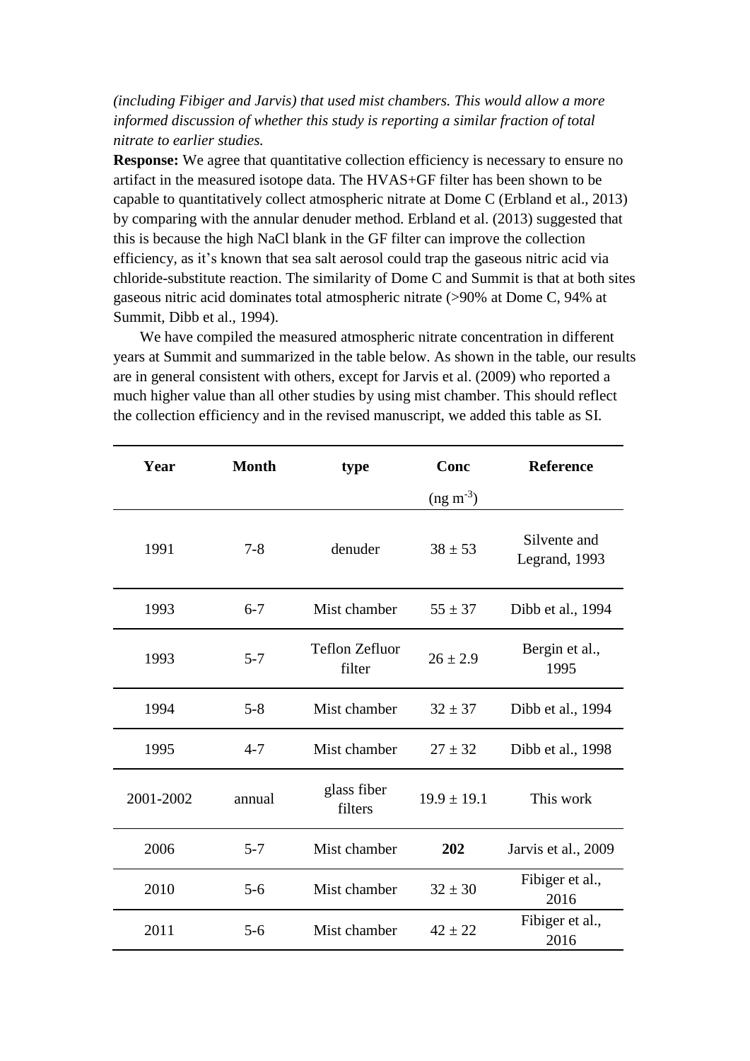*(including Fibiger and Jarvis) that used mist chambers. This would allow a more informed discussion of whether this study is reporting a similar fraction of total nitrate to earlier studies.*

**Response:** We agree that quantitative collection efficiency is necessary to ensure no artifact in the measured isotope data. The HVAS+GF filter has been shown to be capable to quantitatively collect atmospheric nitrate at Dome C (Erbland et al., 2013) by comparing with the annular denuder method. Erbland et al. (2013) suggested that this is because the high NaCl blank in the GF filter can improve the collection efficiency, as it's known that sea salt aerosol could trap the gaseous nitric acid via chloride-substitute reaction. The similarity of Dome C and Summit is that at both sites gaseous nitric acid dominates total atmospheric nitrate (>90% at Dome C, 94% at Summit, Dibb et al., 1994).

We have compiled the measured atmospheric nitrate concentration in different years at Summit and summarized in the table below. As shown in the table, our results are in general consistent with others, except for Jarvis et al. (2009) who reported a much higher value than all other studies by using mist chamber. This should reflect the collection efficiency and in the revised manuscript, we added this table as SI.

| Year | Month | type | Conc ($ng\ m^{-3}$) | Reference |
|---|---|---|---|---|
| 1991 | 7-8 | denuder | $38 \pm 53$ | Silvente and Legrand, 1993 |
| 1993 | 6-7 | Mist chamber | $55 \pm 37$ | Dibb et al., 1994 |
| 1993 | 5-7 | Teflon Zefluor filter | $26 \pm 2.9$ | Bergin et al., 1995 |
| 1994 | 5-8 | Mist chamber | $32 \pm 37$ | Dibb et al., 1994 |
| 1995 | 4-7 | Mist chamber | $27 \pm 32$ | Dibb et al., 1998 |
| 2001-2002 | annual | glass fiber filters | $19.9 \pm 19.1$ | This work |
| 2006 | 5-7 | Mist chamber | **202** | Jarvis et al., 2009 |
| 2010 | 5-6 | Mist chamber | $32 \pm 30$ | Fibiger et al., 2016 |
| 2011 | 5-6 | Mist chamber | $42 \pm 22$ | Fibiger et al., 2016 |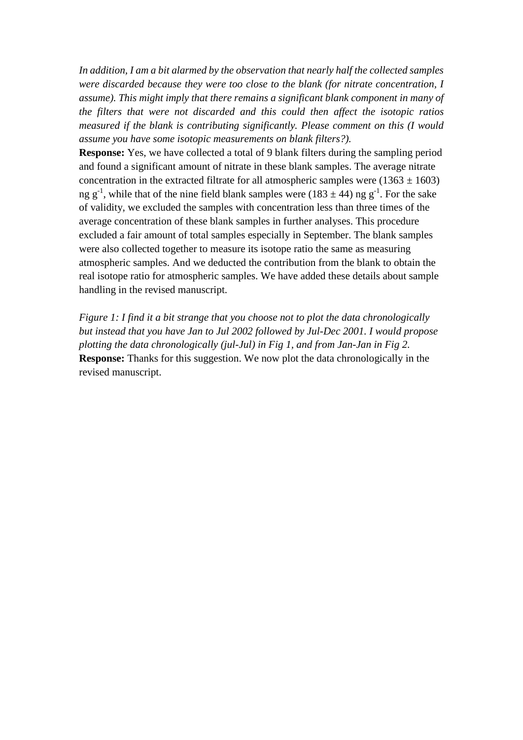*In addition, I am a bit alarmed by the observation that nearly half the collected samples were discarded because they were too close to the blank (for nitrate concentration, I assume). This might imply that there remains a significant blank component in many of the filters that were not discarded and this could then affect the isotopic ratios measured if the blank is contributing significantly. Please comment on this (I would assume you have some isotopic measurements on blank filters?).*

**Response:** Yes, we have collected a total of 9 blank filters during the sampling period and found a significant amount of nitrate in these blank samples. The average nitrate concentration in the extracted filtrate for all atmospheric samples were ($1363 \pm 1603$) ng $g^{-1}$, while that of the nine field blank samples were ($183 \pm 44$) ng $g^{-1}$. For the sake of validity, we excluded the samples with concentration less than three times of the average concentration of these blank samples in further analyses. This procedure excluded a fair amount of total samples especially in September. The blank samples were also collected together to measure its isotope ratio the same as measuring atmospheric samples. And we deducted the contribution from the blank to obtain the real isotope ratio for atmospheric samples. We have added these details about sample handling in the revised manuscript.

*Figure 1: I find it a bit strange that you choose not to plot the data chronologically but instead that you have Jan to Jul 2002 followed by Jul-Dec 2001. I would propose plotting the data chronologically (jul-Jul) in Fig 1, and from Jan-Jan in Fig 2.*

**Response:** Thanks for this suggestion. We now plot the data chronologically in the revised manuscript.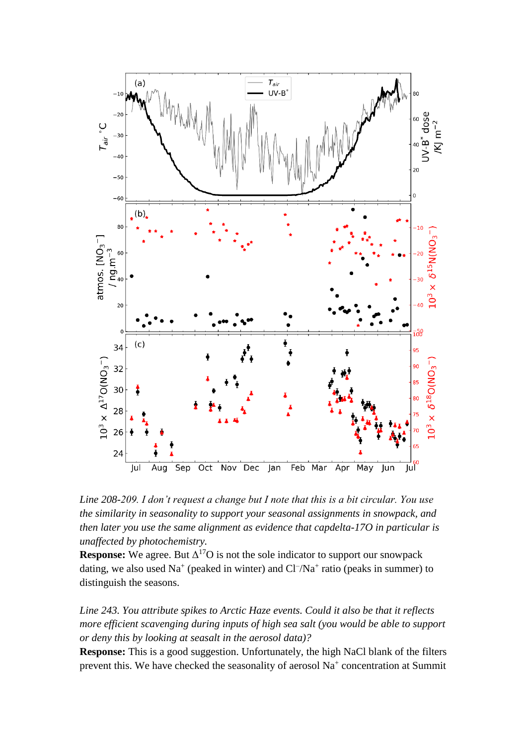*Line 208-209. I don't request a change but I note that this is a bit circular. You use the similarity in seasonality to support your seasonal assignments in snowpack, and then later you use the same alignment as evidence that capdelta-17O in particular is unaffected by photochemistry.*

**Response:** We agree. But $\Delta^{17}O$ is not the sole indicator to support our snowpack dating, we also used $Na^+$ (peaked in winter) and $Cl^-/Na^+$ ratio (peaks in summer) to distinguish the seasons.

*Line 243. You attribute spikes to Arctic Haze events. Could it also be that it reflects more efficient scavenging during inputs of high sea salt (you would be able to support or deny this by looking at seasalt in the aerosol data)?*

**Response:** This is a good suggestion. Unfortunately, the high NaCl blank of the filters prevent this. We have checked the seasonality of aerosol $Na^+$ concentration at Summit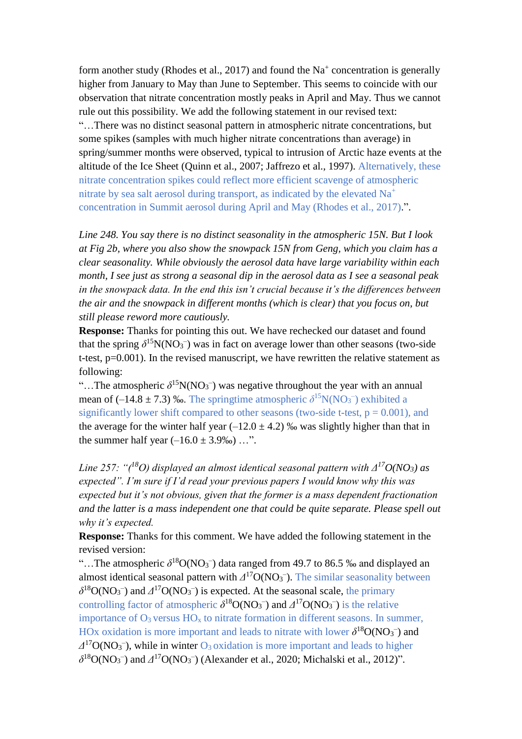form another study (Rhodes et al., 2017) and found the $Na^+$ concentration is generally higher from January to May than June to September. This seems to coincide with our observation that nitrate concentration mostly peaks in April and May. Thus we cannot rule out this possibility. We add the following statement in our revised text: "…There was no distinct seasonal pattern in atmospheric nitrate concentrations, but some spikes (samples with much higher nitrate concentrations than average) in spring/summer months were observed, typical to intrusion of Arctic haze events at the altitude of the Ice Sheet (Quinn et al., 2007; Jaffrezo et al., 1997). Alternatively, these nitrate concentration spikes could reflect more efficient scavenge of atmospheric nitrate by sea salt aerosol during transport, as indicated by the elevated $Na^+$ concentration in Summit aerosol during April and May (Rhodes et al., 2017).".

*Line 248. You say there is no distinct seasonality in the atmospheric 15N. But I look at Fig 2b, where you also show the snowpack 15N from Geng, which you claim has a clear seasonality. While obviously the aerosol data have large variability within each month, I see just as strong a seasonal dip in the aerosol data as I see a seasonal peak in the snowpack data. In the end this isn't crucial because it's the differences between the air and the snowpack in different months (which is clear) that you focus on, but still please reword more cautiously.*

**Response:** Thanks for pointing this out. We have rechecked our dataset and found that the spring $\delta^{15}N(NO_3^-)$ was in fact on average lower than other seasons (two-side t-test, $p=0.001$). In the revised manuscript, we have rewritten the relative statement as following:

"…The atmospheric $\delta^{15}N(NO_3^-)$ was negative throughout the year with an annual mean of (–14.8 ± 7.3) ‰. The springtime atmospheric $\delta^{15}N(NO_3^-)$ exhibited a significantly lower shift compared to other seasons (two-side t-test, $p = 0.001$), and the average for the winter half year (–12.0 ± 4.2) ‰ was slightly higher than that in the summer half year (–16.0 ± 3.9‰) …".

*Line 257: "($^{18}O$) displayed an almost identical seasonal pattern with $\Delta^{17}O(NO_3)$ as expected". I'm sure if I'd read your previous papers I would know why this was expected but it's not obvious, given that the former is a mass dependent fractionation and the latter is a mass independent one that could be quite separate. Please spell out why it's expected.*

**Response:** Thanks for this comment. We have added the following statement in the revised version:

"…The atmospheric $\delta^{18}O(NO_3^-)$ data ranged from 49.7 to 86.5 ‰ and displayed an almost identical seasonal pattern with $\Delta^{17}O(NO_3^-)$. The similar seasonality between $\delta^{18}O(NO_3^-)$ and $\Delta^{17}O(NO_3^-)$ is expected. At the seasonal scale, the primary controlling factor of atmospheric $\delta^{18}O(NO_3^-)$ and $\Delta^{17}O(NO_3^-)$ is the relative importance of $O_3$ versus $HO_x$ to nitrate formation in different seasons. In summer, HOx oxidation is more important and leads to nitrate with lower $\delta^{18}O(NO_3^-)$ and $\Delta^{17}O(NO_3^-)$, while in winter $O_3$ oxidation is more important and leads to higher $\delta^{18}O(NO_3^-)$ and $\Delta^{17}O(NO_3^-)$ (Alexander et al., 2020; Michalski et al., 2012)".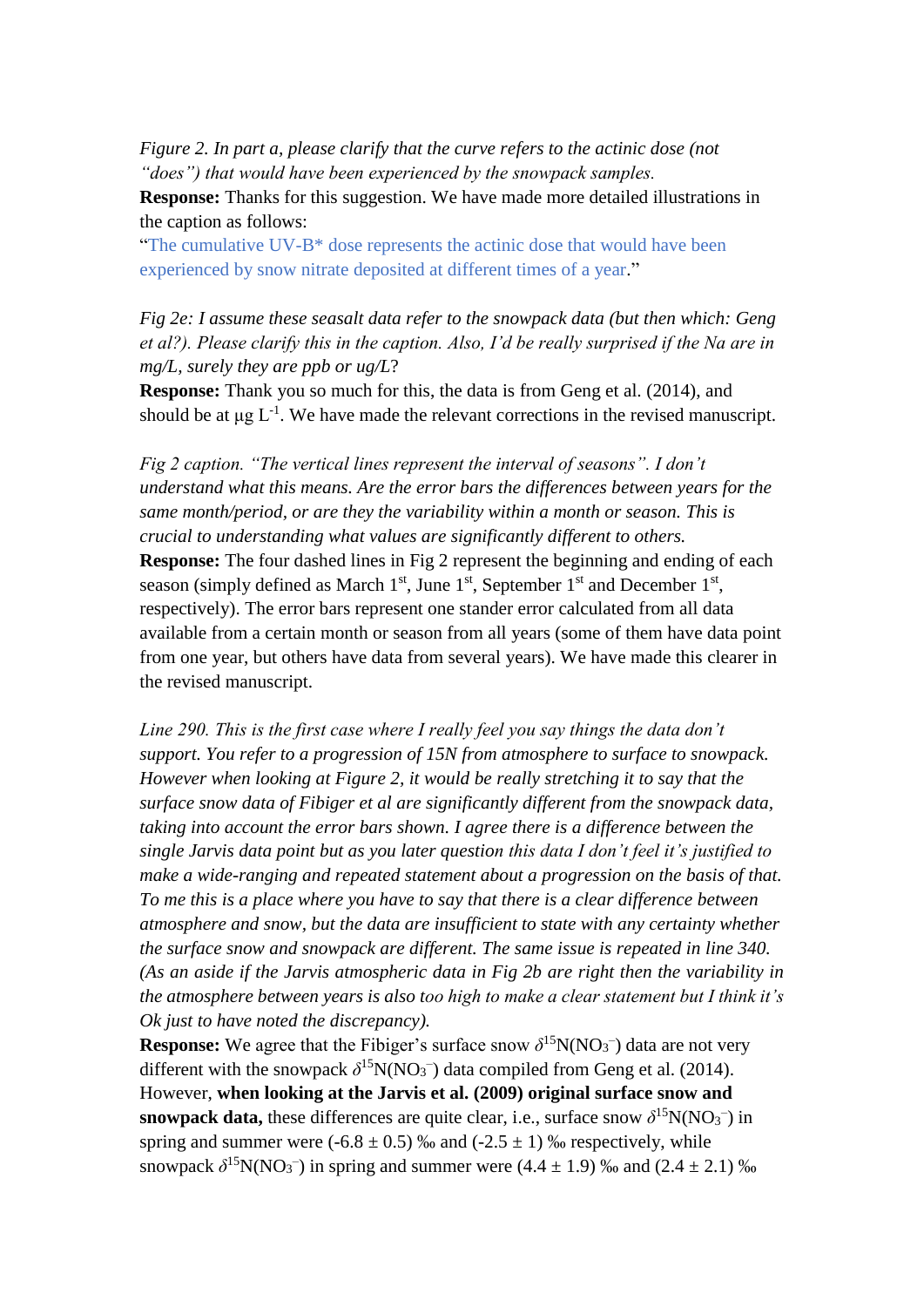*Figure 2. In part a, please clarify that the curve refers to the actinic dose (not "does") that would have been experienced by the snowpack samples.*

**Response:** Thanks for this suggestion. We have made more detailed illustrations in the caption as follows:

"The cumulative UV-B* dose represents the actinic dose that would have been experienced by snow nitrate deposited at different times of a year."

*Fig 2e: I assume these seasalt data refer to the snowpack data (but then which: Geng et al?). Please clarify this in the caption. Also, I'd be really surprised if the Na are in mg/L, surely they are ppb or ug/L?*

**Response:** Thank you so much for this, the data is from Geng et al. (2014), and should be at μg $L^{-1}$. We have made the relevant corrections in the revised manuscript.

*Fig 2 caption. "The vertical lines represent the interval of seasons". I don't understand what this means. Are the error bars the differences between years for the same month/period, or are they the variability within a month or season. This is crucial to understanding what values are significantly different to others.*

**Response:** The four dashed lines in Fig 2 represent the beginning and ending of each season (simply defined as March 1st, June 1st, September 1st and December 1st, respectively). The error bars represent one stander error calculated from all data available from a certain month or season from all years (some of them have data point from one year, but others have data from several years). We have made this clearer in the revised manuscript.

*Line 290. This is the first case where I really feel you say things the data don't support. You refer to a progression of 15N from atmosphere to surface to snowpack. However when looking at Figure 2, it would be really stretching it to say that the surface snow data of Fibiger et al are significantly different from the snowpack data, taking into account the error bars shown. I agree there is a difference between the single Jarvis data point but as you later question this data I don't feel it's justified to make a wide-ranging and repeated statement about a progression on the basis of that. To me this is a place where you have to say that there is a clear difference between atmosphere and snow, but the data are insufficient to state with any certainty whether the surface snow and snowpack are different. The same issue is repeated in line 340. (As an aside if the Jarvis atmospheric data in Fig 2b are right then the variability in the atmosphere between years is also too high to make a clear statement but I think it's Ok just to have noted the discrepancy).*

**Response:** We agree that the Fibiger's surface snow $\delta^{15}N(NO_3^-)$ data are not very different with the snowpack $\delta^{15}N(NO_3^-)$ data compiled from Geng et al. (2014). However, **when looking at the Jarvis et al. (2009) original surface snow and snowpack data,** these differences are quite clear, i.e., surface snow $\delta^{15}N(NO_3^-)$ in spring and summer were (-6.8 ± 0.5) ‰ and (-2.5 ± 1) ‰ respectively, while snowpack $\delta^{15}N(NO_3^-)$ in spring and summer were (4.4 ± 1.9) ‰ and (2.4 ± 2.1) ‰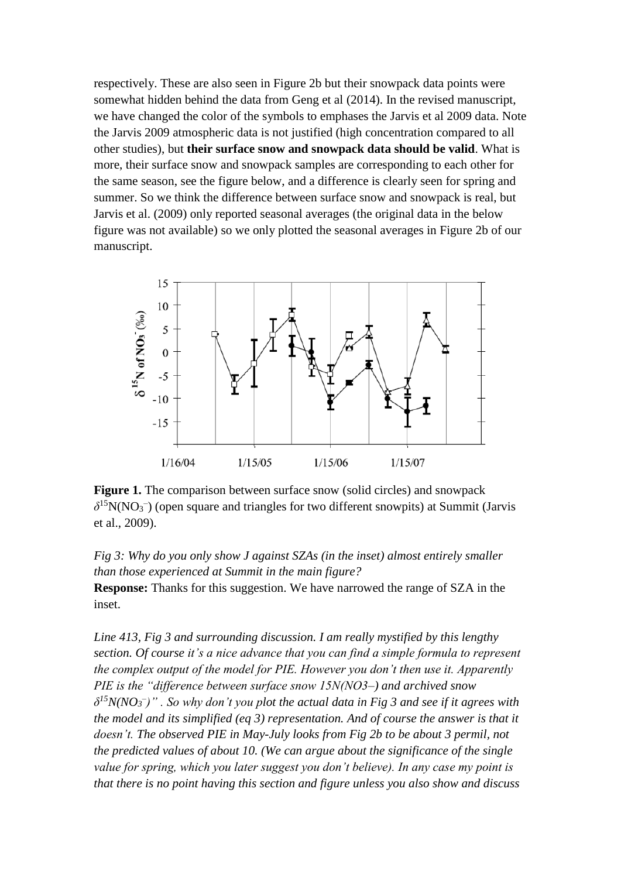respectively. These are also seen in Figure 2b but their snowpack data points were somewhat hidden behind the data from Geng et al (2014). In the revised manuscript, we have changed the color of the symbols to emphases the Jarvis et al 2009 data. Note the Jarvis 2009 atmospheric data is not justified (high concentration compared to all other studies), but **their surface snow and snowpack data should be valid**. What is more, their surface snow and snowpack samples are corresponding to each other for the same season, see the figure below, and a difference is clearly seen for spring and summer. So we think the difference between surface snow and snowpack is real, but Jarvis et al. (2009) only reported seasonal averages (the original data in the below figure was not available) so we only plotted the seasonal averages in Figure 2b of our manuscript.

**Figure 1.** The comparison between surface snow (solid circles) and snowpack $\delta^{15}N(NO_3^-)$ (open square and triangles for two different snowpits) at Summit (Jarvis et al., 2009).

*Fig 3: Why do you only show J against SZAs (in the inset) almost entirely smaller than those experienced at Summit in the main figure?*

**Response:** Thanks for this suggestion. We have narrowed the range of SZA in the inset.

*Line 413, Fig 3 and surrounding discussion. I am really mystified by this lengthy section. Of course it's a nice advance that you can find a simple formula to represent the complex output of the model for PIE. However you don't then use it. Apparently PIE is the "difference between surface snow 15N(NO3–) and archived snow $\delta^{15}N(NO_3^-)$" . So why don't you plot the actual data in Fig 3 and see if it agrees with the model and its simplified (eq 3) representation. And of course the answer is that it doesn't. The observed PIE in May-July looks from Fig 2b to be about 3 permil, not the predicted values of about 10. (We can argue about the significance of the single value for spring, which you later suggest you don't believe). In any case my point is that there is no point having this section and figure unless you also show and discuss*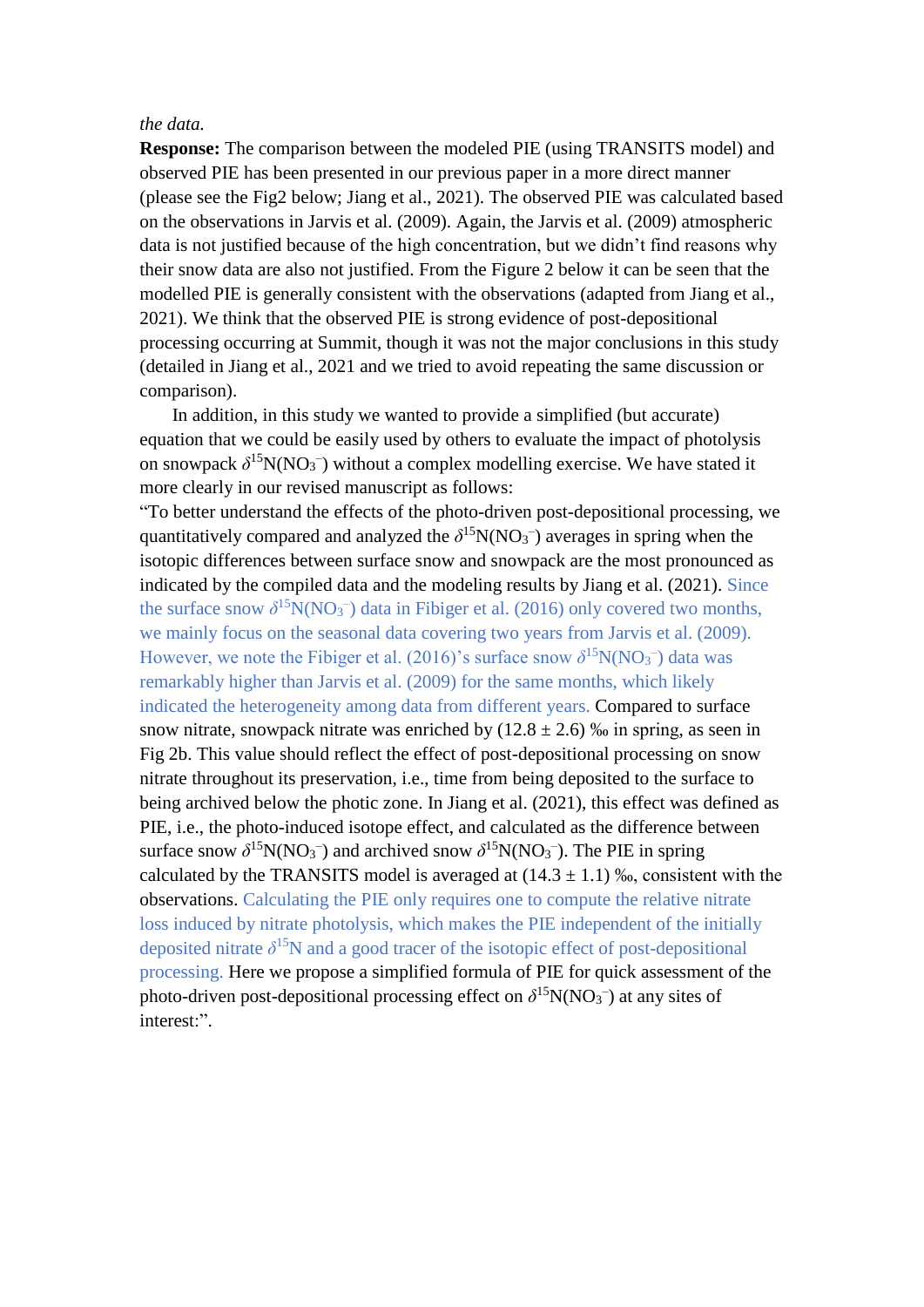*the data.*

**Response:** The comparison between the modeled PIE (using TRANSITS model) and observed PIE has been presented in our previous paper in a more direct manner (please see the Fig2 below; Jiang et al., 2021). The observed PIE was calculated based on the observations in Jarvis et al. (2009). Again, the Jarvis et al. (2009) atmospheric data is not justified because of the high concentration, but we didn't find reasons why their snow data are also not justified. From the Figure 2 below it can be seen that the modelled PIE is generally consistent with the observations (adapted from Jiang et al., 2021). We think that the observed PIE is strong evidence of post-depositional processing occurring at Summit, though it was not the major conclusions in this study (detailed in Jiang et al., 2021 and we tried to avoid repeating the same discussion or comparison).

In addition, in this study we wanted to provide a simplified (but accurate) equation that we could be easily used by others to evaluate the impact of photolysis on snowpack $\delta^{15}N(NO_3^-)$ without a complex modelling exercise. We have stated it more clearly in our revised manuscript as follows:

"To better understand the effects of the photo-driven post-depositional processing, we quantitatively compared and analyzed the $\delta^{15}N(NO_3^-)$ averages in spring when the isotopic differences between surface snow and snowpack are the most pronounced as indicated by the compiled data and the modeling results by Jiang et al. (2021). Since the surface snow $\delta^{15}N(NO_3^-)$ data in Fibiger et al. (2016) only covered two months, we mainly focus on the seasonal data covering two years from Jarvis et al. (2009). However, we note the Fibiger et al. (2016)'s surface snow $\delta^{15}N(NO_3^-)$ data was remarkably higher than Jarvis et al. (2009) for the same months, which likely indicated the heterogeneity among data from different years. Compared to surface snow nitrate, snowpack nitrate was enriched by (12.8 ± 2.6) ‰ in spring, as seen in Fig 2b. This value should reflect the effect of post-depositional processing on snow nitrate throughout its preservation, i.e., time from being deposited to the surface to being archived below the photic zone. In Jiang et al. (2021), this effect was defined as PIE, i.e., the photo-induced isotope effect, and calculated as the difference between surface snow $\delta^{15}N(NO_3^-)$ and archived snow $\delta^{15}N(NO_3^-)$. The PIE in spring calculated by the TRANSITS model is averaged at (14.3 ± 1.1) ‰, consistent with the observations. Calculating the PIE only requires one to compute the relative nitrate loss induced by nitrate photolysis, which makes the PIE independent of the initially deposited nitrate $\delta^{15}N$ and a good tracer of the isotopic effect of post-depositional processing. Here we propose a simplified formula of PIE for quick assessment of the photo-driven post-depositional processing effect on $\delta^{15}N(NO_3^-)$ at any sites of interest:".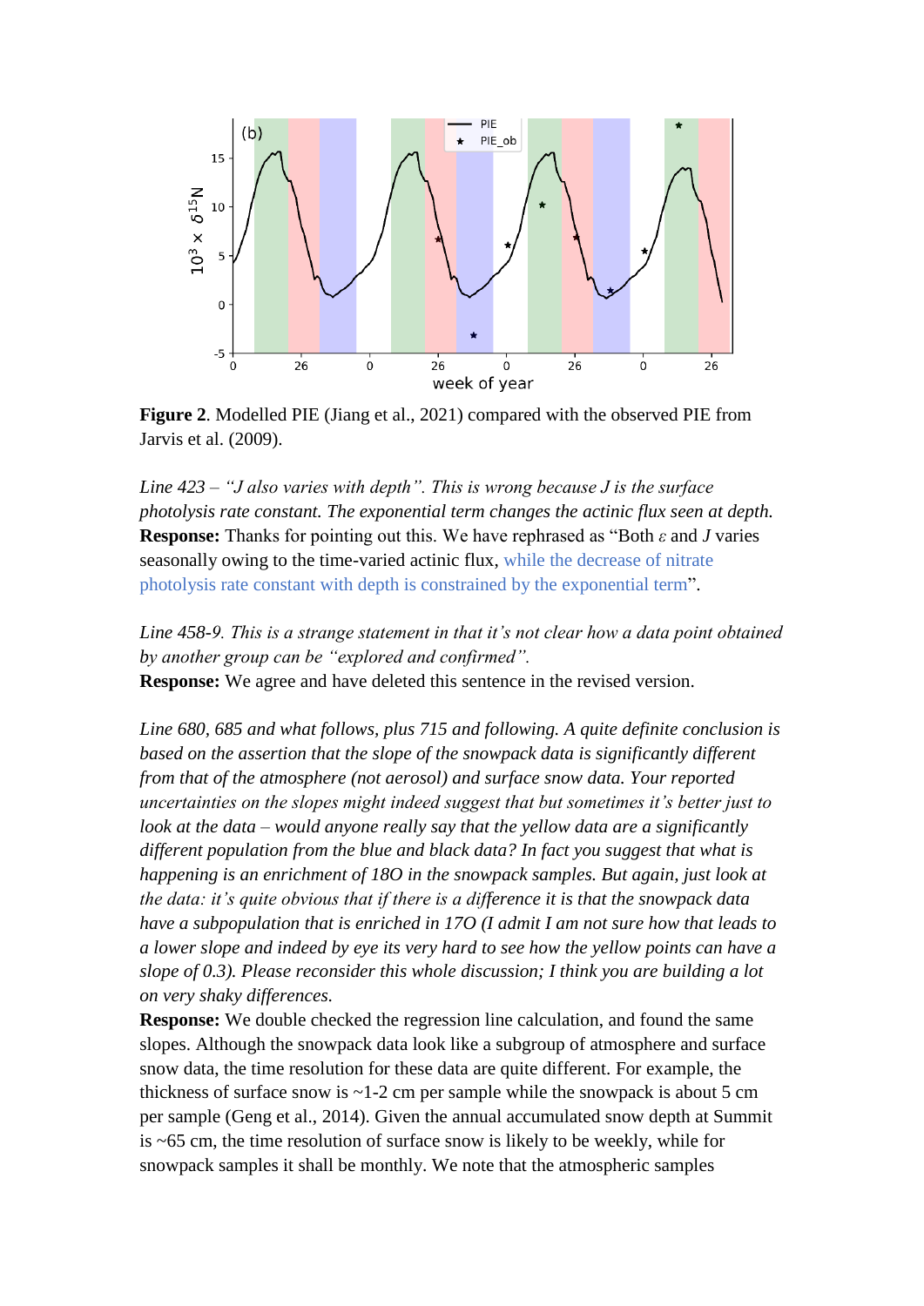**Figure 2**. Modelled PIE (Jiang et al., 2021) compared with the observed PIE from Jarvis et al. (2009).

*Line 423 – "J also varies with depth". This is wrong because J is the surface photolysis rate constant. The exponential term changes the actinic flux seen at depth.*
**Response:** Thanks for pointing out this. We have rephrased as "Both $\varepsilon$ and $J$ varies seasonally owing to the time-varied actinic flux, while the decrease of nitrate photolysis rate constant with depth is constrained by the exponential term".

*Line 458-9. This is a strange statement in that it's not clear how a data point obtained by another group can be "explored and confirmed".*
**Response:** We agree and have deleted this sentence in the revised version.

*Line 680, 685 and what follows, plus 715 and following. A quite definite conclusion is based on the assertion that the slope of the snowpack data is significantly different from that of the atmosphere (not aerosol) and surface snow data. Your reported uncertainties on the slopes might indeed suggest that but sometimes it's better just to look at the data – would anyone really say that the yellow data are a significantly different population from the blue and black data? In fact you suggest that what is happening is an enrichment of 18O in the snowpack samples. But again, just look at the data: it's quite obvious that if there is a difference it is that the snowpack data have a subpopulation that is enriched in 17O (I admit I am not sure how that leads to a lower slope and indeed by eye its very hard to see how the yellow points can have a slope of 0.3). Please reconsider this whole discussion; I think you are building a lot on very shaky differences.*
**Response:** We double checked the regression line calculation, and found the same slopes. Although the snowpack data look like a subgroup of atmosphere and surface snow data, the time resolution for these data are quite different. For example, the thickness of surface snow is ~1-2 cm per sample while the snowpack is about 5 cm per sample (Geng et al., 2014). Given the annual accumulated snow depth at Summit is ~65 cm, the time resolution of surface snow is likely to be weekly, while for snowpack samples it shall be monthly. We note that the atmospheric samples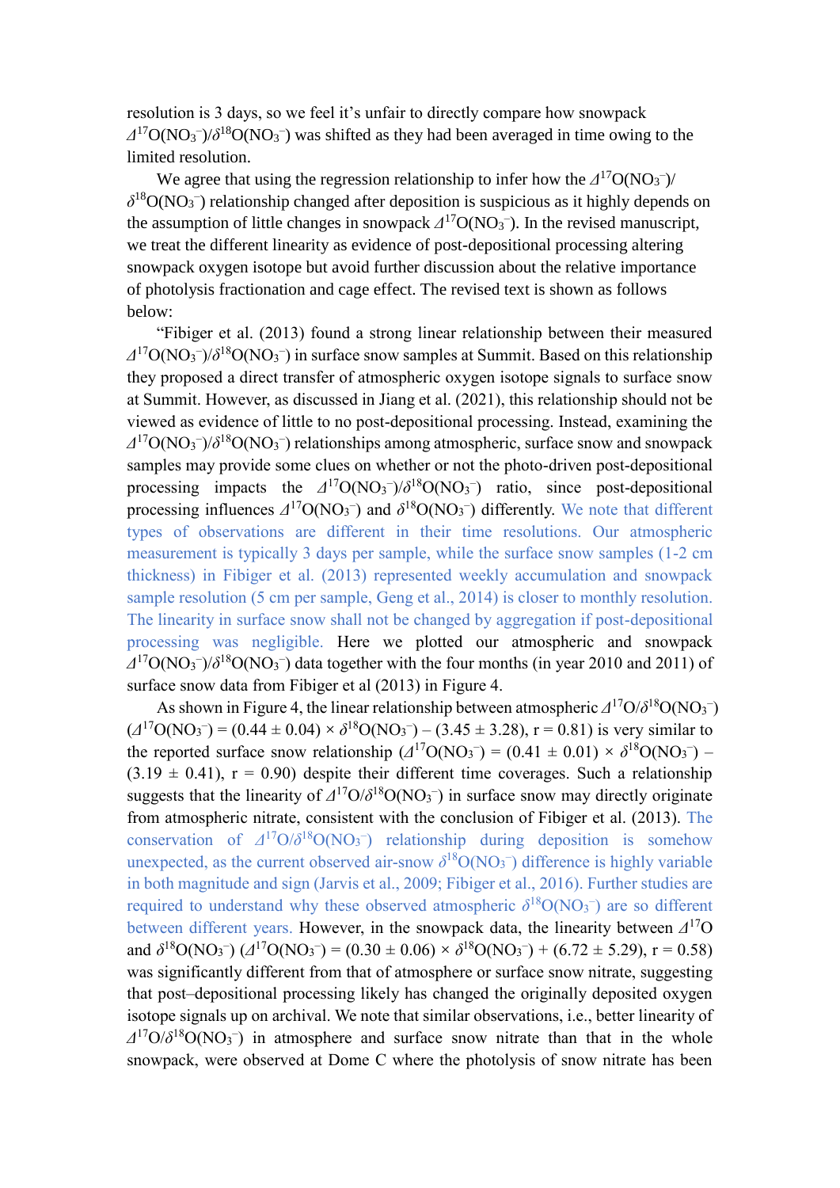resolution is 3 days, so we feel it's unfair to directly compare how snowpack $\Delta^{17}O(NO_3^-)/\delta^{18}O(NO_3^-)$ was shifted as they had been averaged in time owing to the limited resolution.

We agree that using the regression relationship to infer how the $\Delta^{17}O(NO_3^-)/\delta^{18}O(NO_3^-)$ relationship changed after deposition is suspicious as it highly depends on the assumption of little changes in snowpack $\Delta^{17}O(NO_3^-)$. In the revised manuscript, we treat the different linearity as evidence of post-depositional processing altering snowpack oxygen isotope but avoid further discussion about the relative importance of photolysis fractionation and cage effect. The revised text is shown as follows below:

"Fibiger et al. (2013) found a strong linear relationship between their measured $\Delta^{17}O(NO_3^-)/\delta^{18}O(NO_3^-)$ in surface snow samples at Summit. Based on this relationship they proposed a direct transfer of atmospheric oxygen isotope signals to surface snow at Summit. However, as discussed in Jiang et al. (2021), this relationship should not be viewed as evidence of little to no post-depositional processing. Instead, examining the $\Delta^{17}O(NO_3^-)/\delta^{18}O(NO_3^-)$ relationships among atmospheric, surface snow and snowpack samples may provide some clues on whether or not the photo-driven post-depositional processing impacts the $\Delta^{17}O(NO_3^-)/\delta^{18}O(NO_3^-)$ ratio, since post-depositional processing influences $\Delta^{17}O(NO_3^-)$ and $\delta^{18}O(NO_3^-)$ differently. We note that different types of observations are different in their time resolutions. Our atmospheric measurement is typically 3 days per sample, while the surface snow samples (1-2 cm thickness) in Fibiger et al. (2013) represented weekly accumulation and snowpack sample resolution (5 cm per sample, Geng et al., 2014) is closer to monthly resolution. The linearity in surface snow shall not be changed by aggregation if post-depositional processing was negligible. Here we plotted our atmospheric and snowpack $\Delta^{17}O(NO_3^-)/\delta^{18}O(NO_3^-)$ data together with the four months (in year 2010 and 2011) of surface snow data from Fibiger et al (2013) in Figure 4.

As shown in Figure 4, the linear relationship between atmospheric $\Delta^{17}O/\delta^{18}O(NO_3^-)$ ($\Delta^{17}O(NO_3^-) = (0.44 \pm 0.04) \times \delta^{18}O(NO_3^-) - (3.45 \pm 3.28)$, r = 0.81) is very similar to the reported surface snow relationship ($\Delta^{17}O(NO_3^-) = (0.41 \pm 0.01) \times \delta^{18}O(NO_3^-) - (3.19 \pm 0.41)$, r = 0.90) despite their different time coverages. Such a relationship suggests that the linearity of $\Delta^{17}O/\delta^{18}O(NO_3^-)$ in surface snow may directly originate from atmospheric nitrate, consistent with the conclusion of Fibiger et al. (2013). The conservation of $\Delta^{17}O/\delta^{18}O(NO_3^-)$ relationship during deposition is somehow unexpected, as the current observed air-snow $\delta^{18}O(NO_3^-)$ difference is highly variable in both magnitude and sign (Jarvis et al., 2009; Fibiger et al., 2016). Further studies are required to understand why these observed atmospheric $\delta^{18}O(NO_3^-)$ are so different between different years. However, in the snowpack data, the linearity between $\Delta^{17}O$ and $\delta^{18}O(NO_3^-)$ ($\Delta^{17}O(NO_3^-) = (0.30 \pm 0.06) \times \delta^{18}O(NO_3^-) + (6.72 \pm 5.29)$, r = 0.58) was significantly different from that of atmosphere or surface snow nitrate, suggesting that post–depositional processing likely has changed the originally deposited oxygen isotope signals up on archival. We note that similar observations, i.e., better linearity of $\Delta^{17}O/\delta^{18}O(NO_3^-)$ in atmosphere and surface snow nitrate than that in the whole snowpack, were observed at Dome C where the photolysis of snow nitrate has been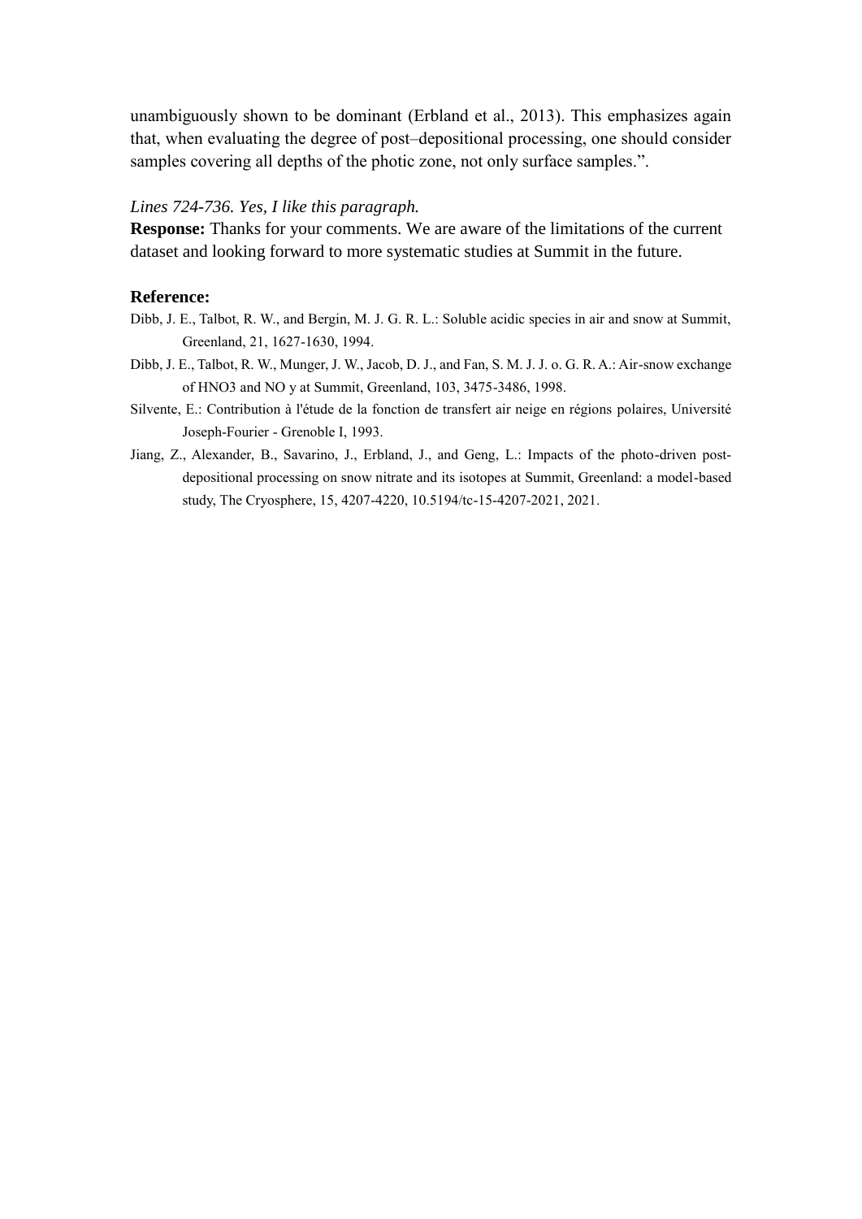unambiguously shown to be dominant (Erbland et al., 2013). This emphasizes again that, when evaluating the degree of post–depositional processing, one should consider samples covering all depths of the photic zone, not only surface samples.".

*Lines 724-736. Yes, I like this paragraph.*

**Response:** Thanks for your comments. We are aware of the limitations of the current dataset and looking forward to more systematic studies at Summit in the future.

**Reference:**

Dibb, J. E., Talbot, R. W., and Bergin, M. J. G. R. L.: Soluble acidic species in air and snow at Summit, Greenland, 21, 1627-1630, 1994.

Dibb, J. E., Talbot, R. W., Munger, J. W., Jacob, D. J., and Fan, S. M. J. J. o. G. R. A.: Air-snow exchange of HNO3 and NO y at Summit, Greenland, 103, 3475-3486, 1998.

Silvente, E.: Contribution à l'étude de la fonction de transfert air neige en régions polaires, Université Joseph-Fourier - Grenoble I, 1993.

Jiang, Z., Alexander, B., Savarino, J., Erbland, J., and Geng, L.: Impacts of the photo-driven post-depositional processing on snow nitrate and its isotopes at Summit, Greenland: a model-based study, The Cryosphere, 15, 4207-4220, 10.5194/tc-15-4207-2021, 2021.